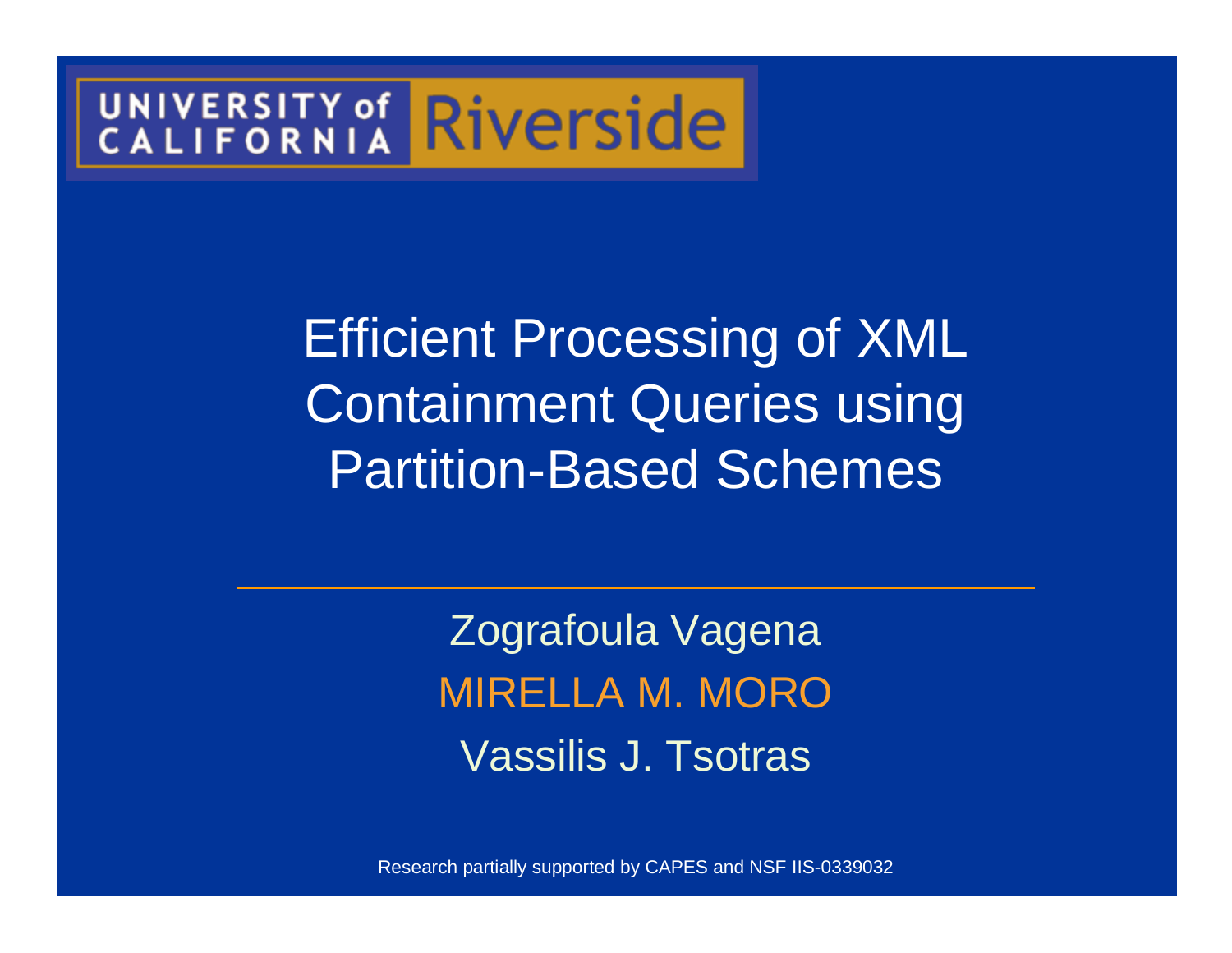UNIVERSITY of CALIFORNIA Riverside

# Efficient Processing of XML Containment Queries using Partition-Based Schemes

Zografoula Vagena

MIRELLA M. MORO

Vassilis J. Tsotras

Research partially supported by CAPES and NSF IIS-0339032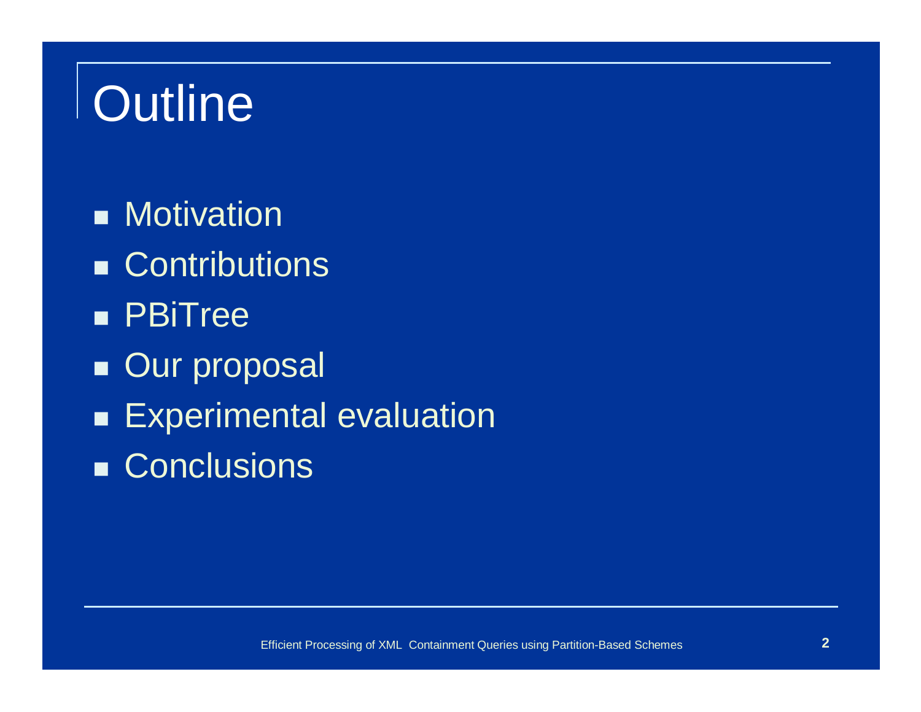# Outline

- Motivation
- Contributions
- PBiTree
- Our proposal
- Experimental evaluation
- Conclusions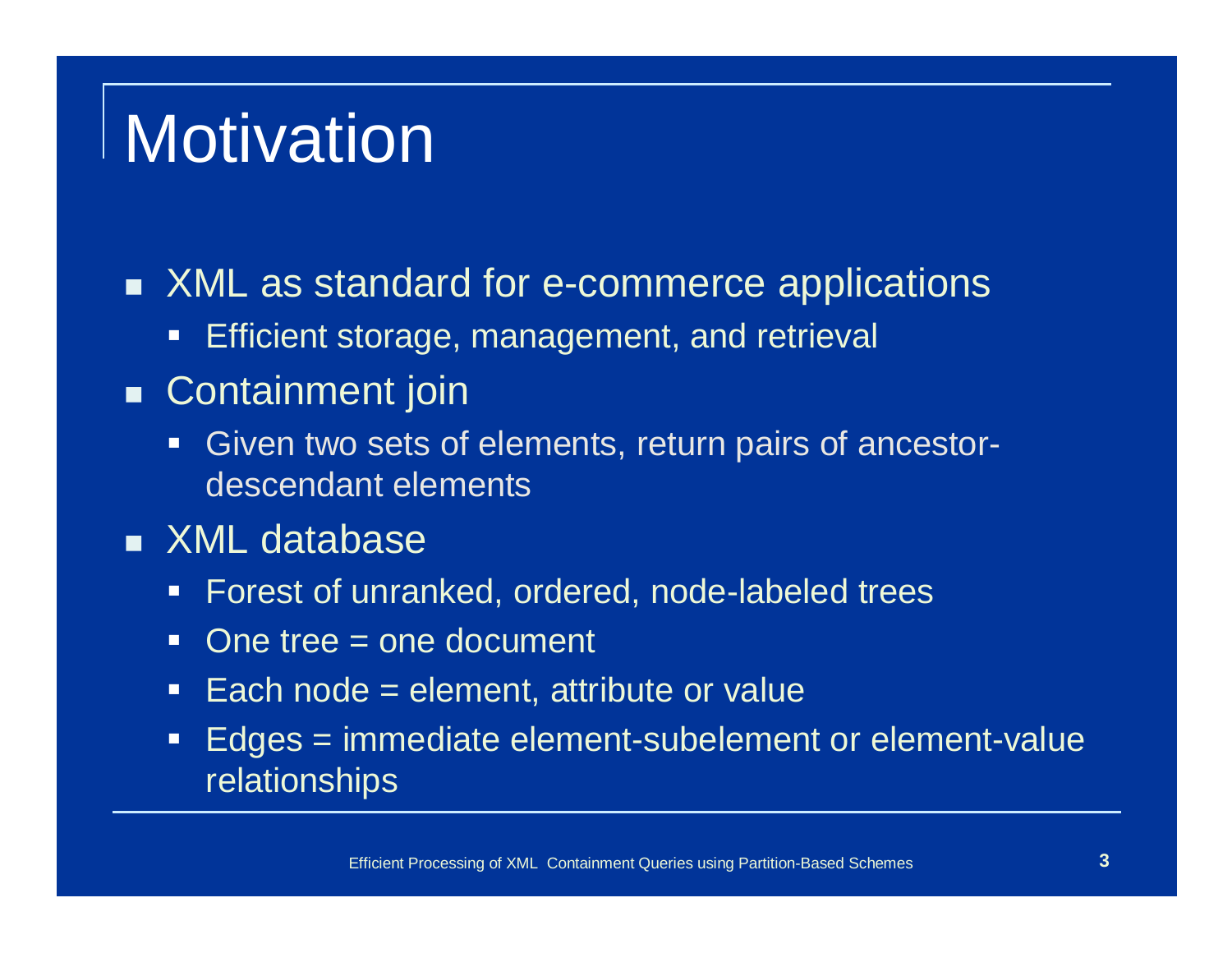# Motivation

- XML as standard for e-commerce applications
  - Efficient storage, management, and retrieval
- Containment join
  - Given two sets of elements, return pairs of ancestor-descendant elements
- XML database
  - Forest of unranked, ordered, node-labeled trees
  - One tree = one document
  - Each node = element, attribute or value
  - Edges = immediate element-subelement or element-value relationships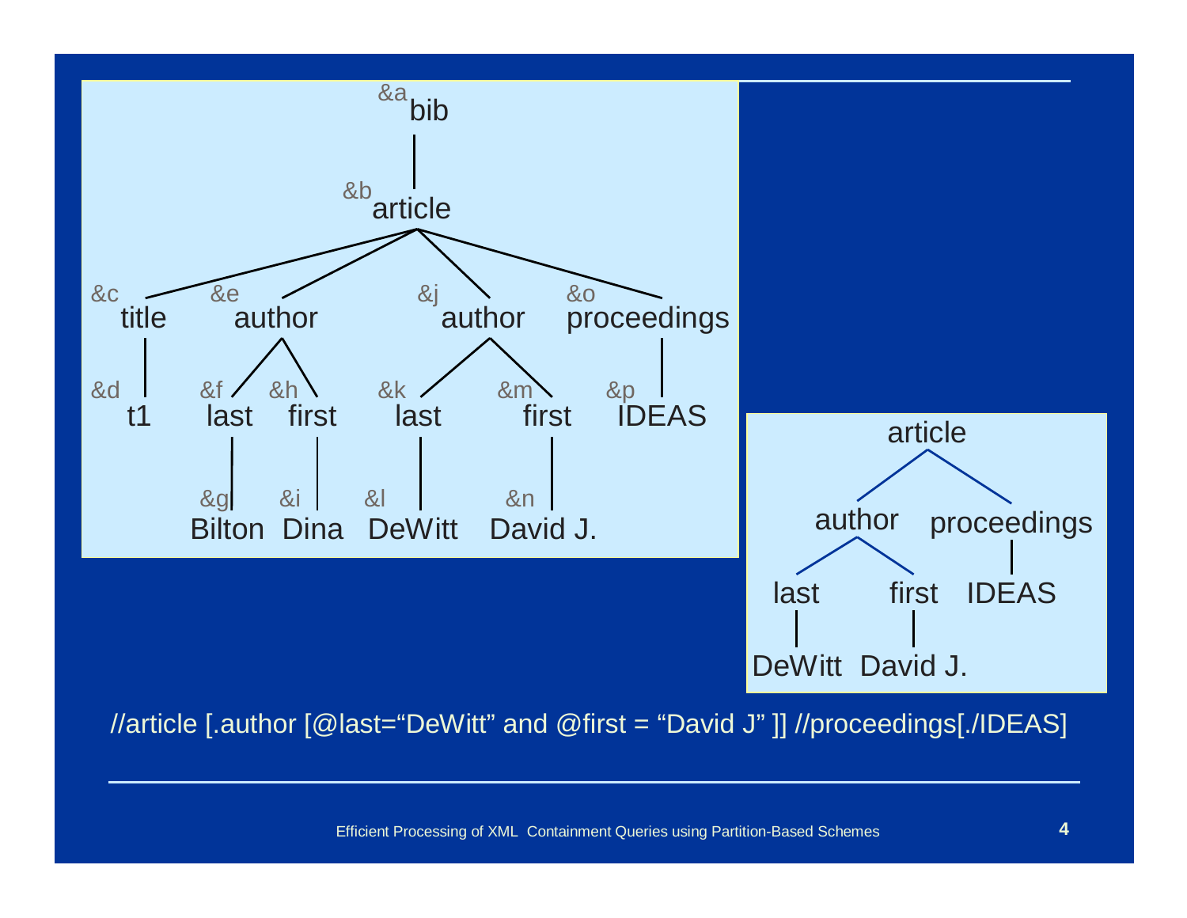```
&a bib
└── &b article
    ├── &c title
    │   └── &d t1
    ├── &e author
    │   ├── &f last
    │   │   └── &g Bilton
    │   └── &h first
    │       └── &i Dina
    ├── &j author
    │   ├── &k last
    │   │   └── &l DeWitt
    │   └── &m first
    │       └── &n David J.
    └── &o proceedings
        └── &p IDEAS
```

```
article
├── author
│   ├── last
│   │   └── DeWitt
│   └── first
│       └── David J.
└── proceedings
    └── IDEAS
```

//article [.author [@last="DeWitt" and @first = "David J" ]] //proceedings[./IDEAS]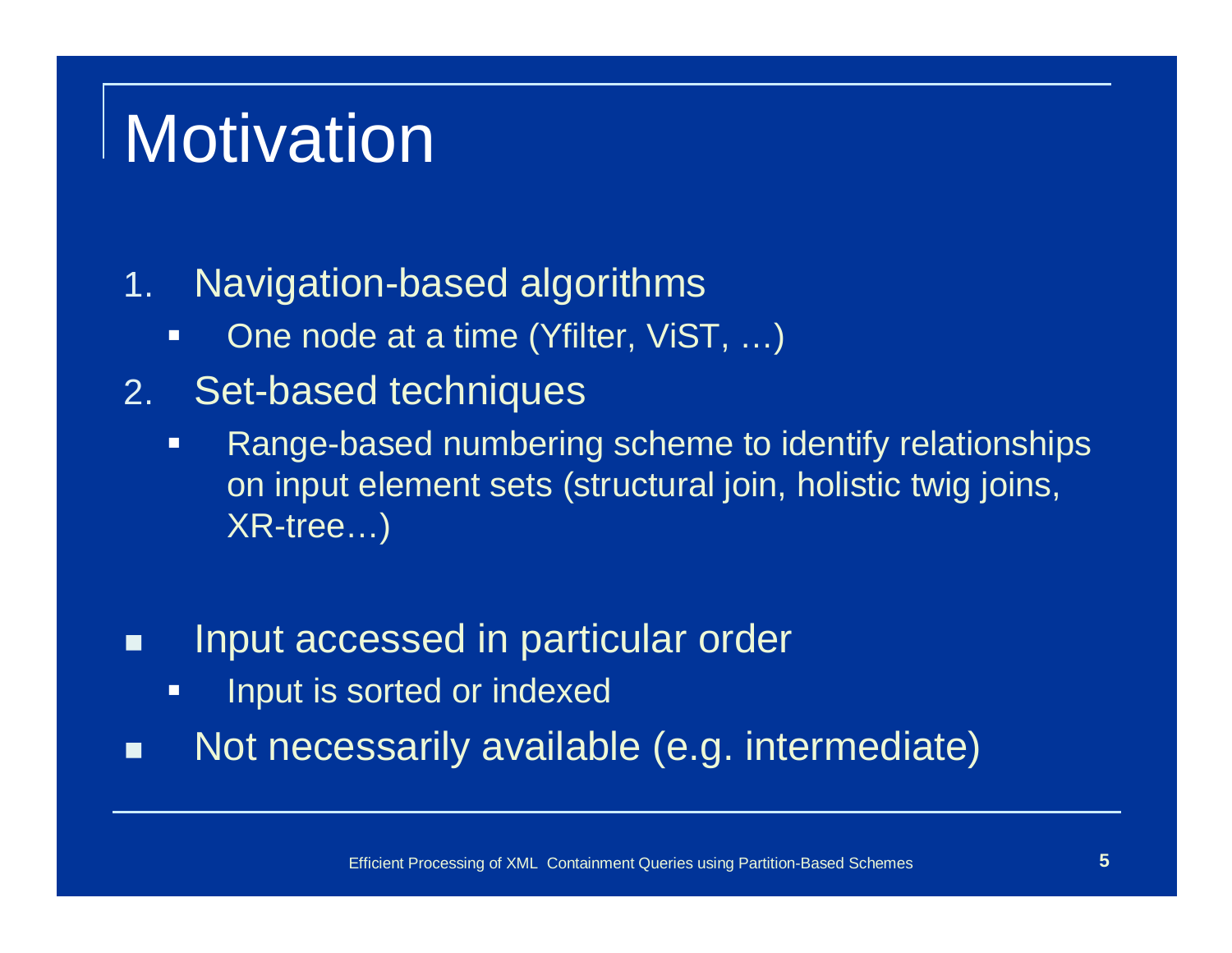# Motivation

1. Navigation-based algorithms
   - One node at a time (Yfilter, ViST, …)
2. Set-based techniques
   - Range-based numbering scheme to identify relationships on input element sets (structural join, holistic twig joins, XR-tree…)

- Input accessed in particular order
  - Input is sorted or indexed
- Not necessarily available (e.g. intermediate)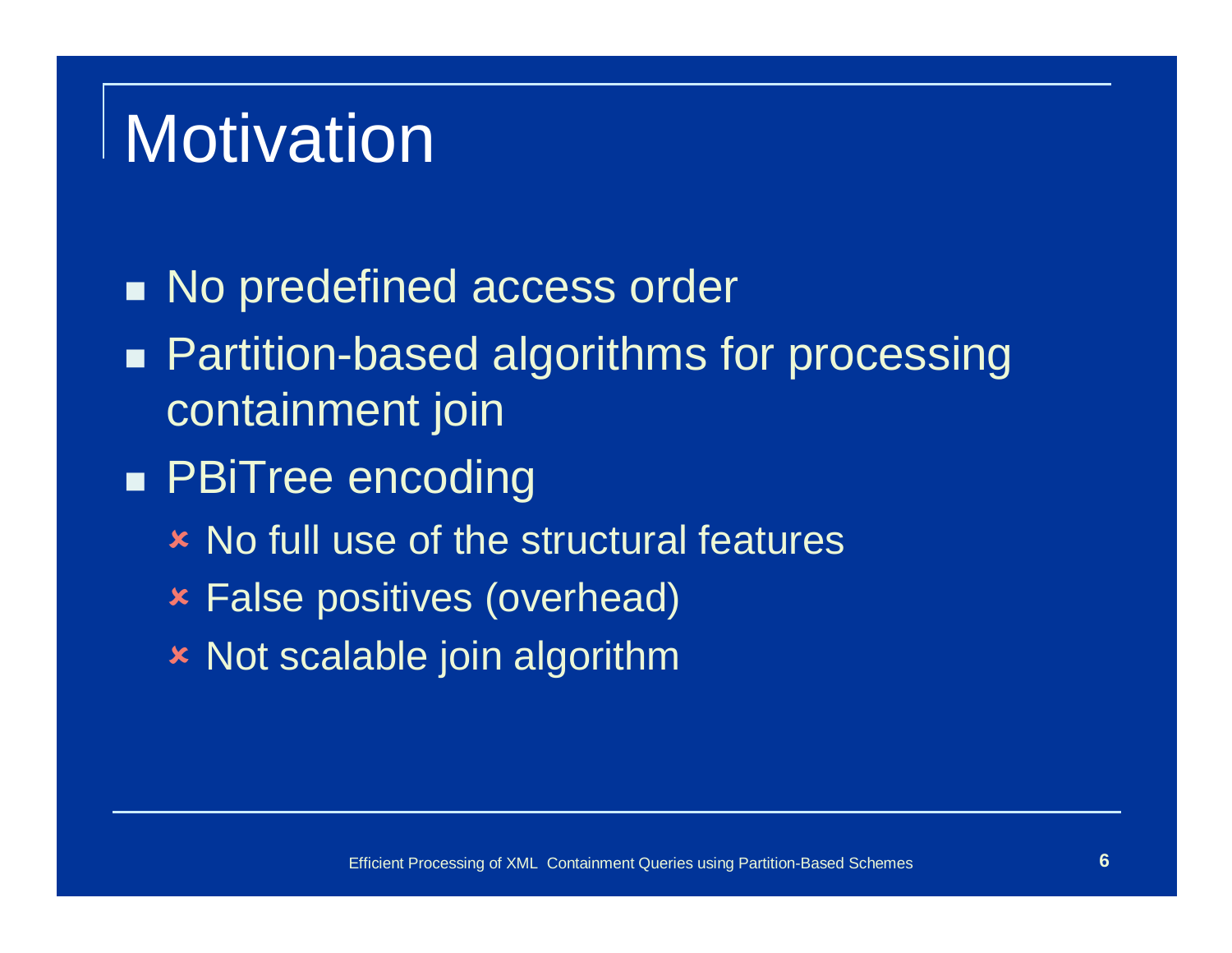# Motivation

- No predefined access order
- Partition-based algorithms for processing containment join
- PBiTree encoding
  - No full use of the structural features
  - False positives (overhead)
  - Not scalable join algorithm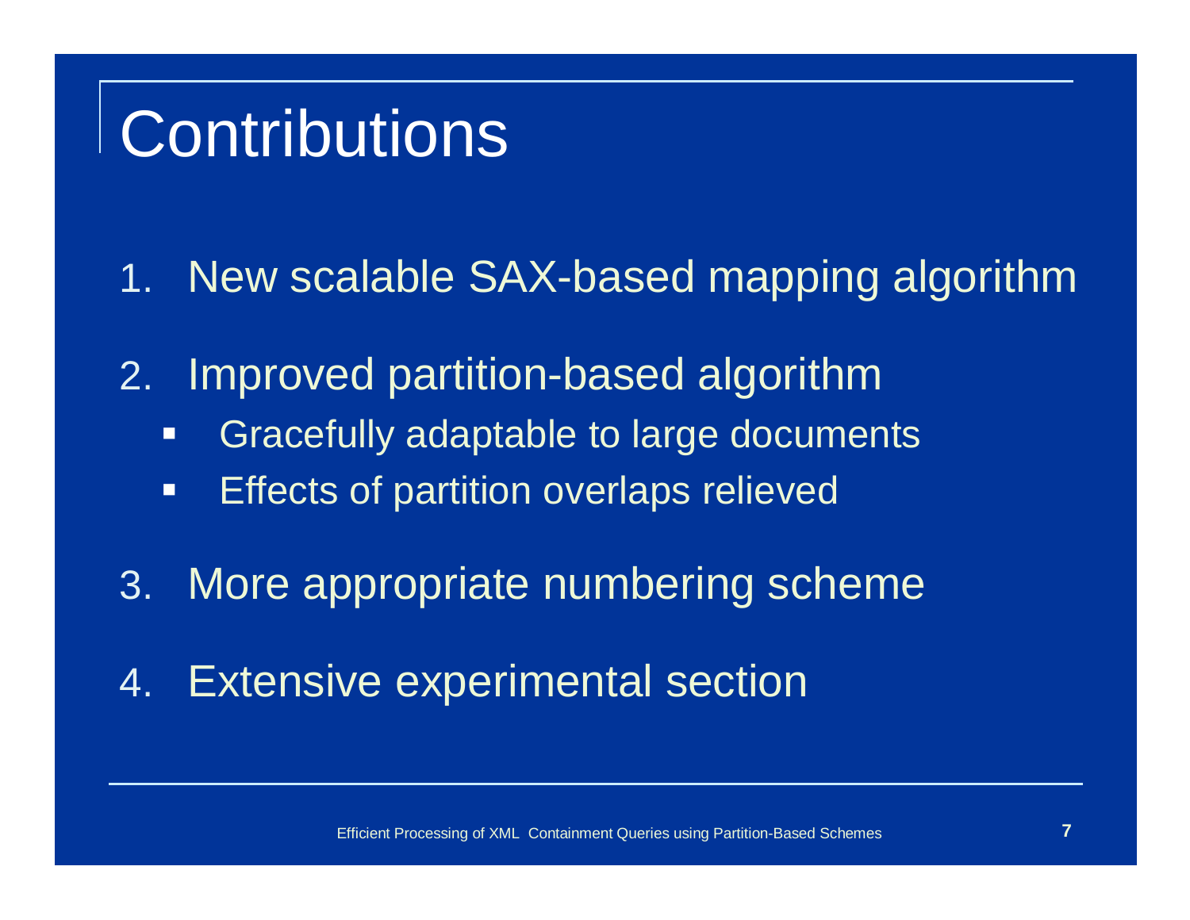# Contributions

1. New scalable SAX-based mapping algorithm
2. Improved partition-based algorithm
   - Gracefully adaptable to large documents
   - Effects of partition overlaps relieved
3. More appropriate numbering scheme
4. Extensive experimental section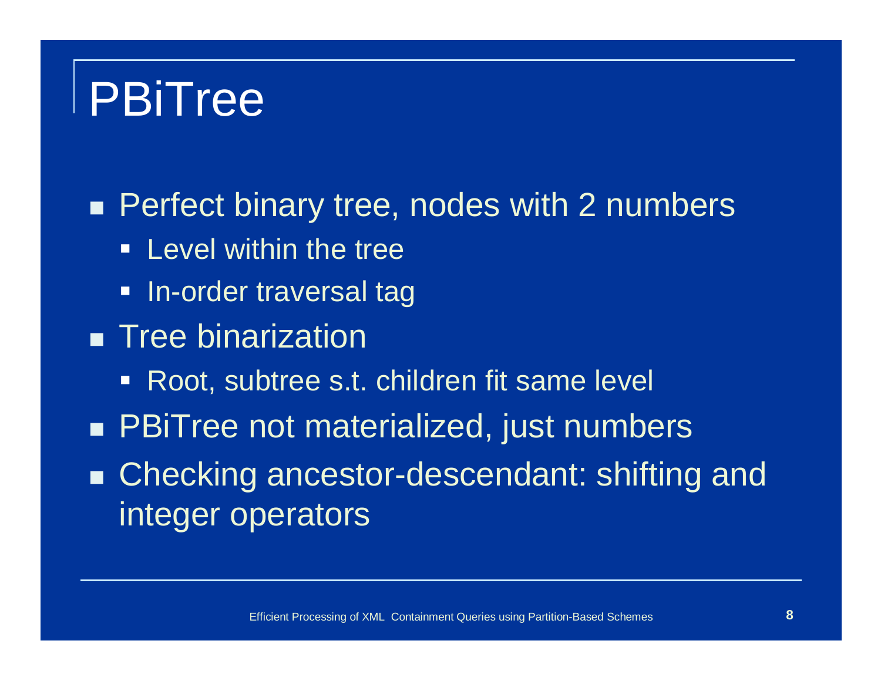# PBiTree

- Perfect binary tree, nodes with 2 numbers
  - Level within the tree
  - In-order traversal tag
- Tree binarization
  - Root, subtree s.t. children fit same level
- PBiTree not materialized, just numbers
- Checking ancestor-descendant: shifting and integer operators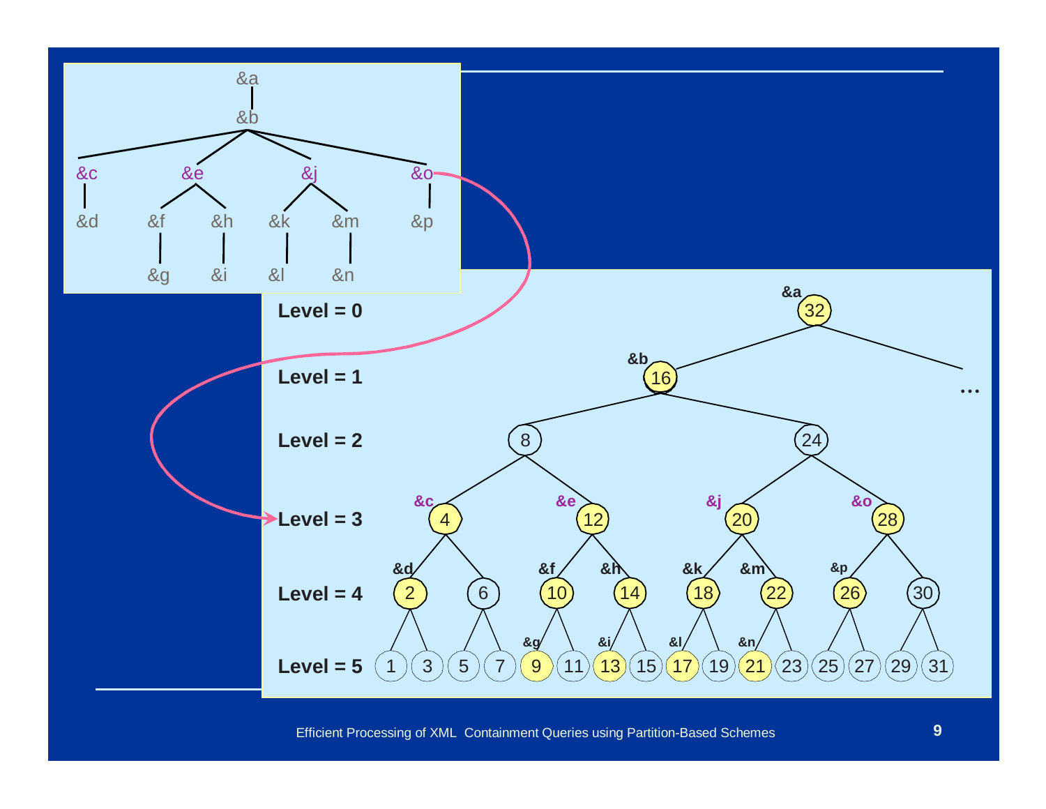&a

&b

&c &e &j &o

&d &f &h &k &m &p

&g &i &l &n

Level = 0

Level = 1

Level = 2

Level = 3

Level = 4

Level = 5

&a 32

&b 16

8 24

&c 4 &e 12 &j 20 &o 28

&d 2 6 &f 10 &h 14 &k 18 &m 22 &p 26 30

1 3 5 7 &g 9 11 &i 13 15 &l 17 19 &n 21 23 25 27 29 31

…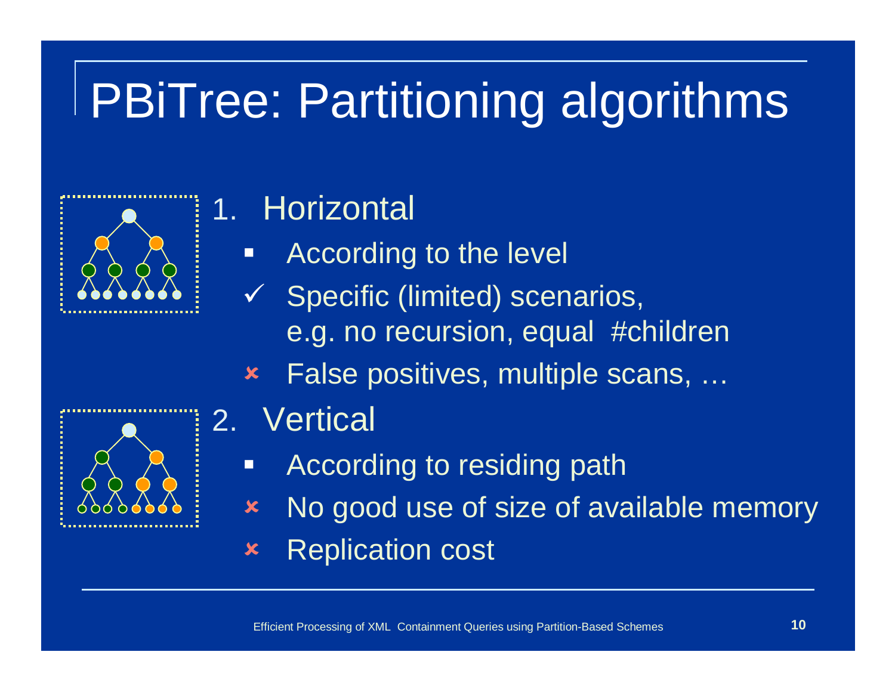# PBiTree: Partitioning algorithms

1. Horizontal
   - According to the level
   - ✓ Specific (limited) scenarios, e.g. no recursion, equal #children
   - ✘ False positives, multiple scans, …
2. Vertical
   - According to residing path
   - ✘ No good use of size of available memory
   - ✘ Replication cost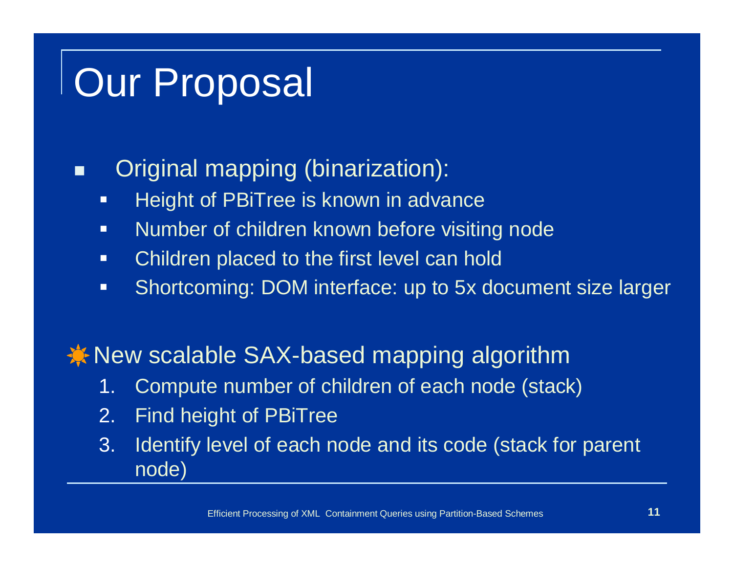# Our Proposal

- Original mapping (binarization):
  - Height of PBiTree is known in advance
  - Number of children known before visiting node
  - Children placed to the first level can hold
  - Shortcoming: DOM interface: up to 5x document size larger

New scalable SAX-based mapping algorithm

1. Compute number of children of each node (stack)
2. Find height of PBiTree
3. Identify level of each node and its code (stack for parent node)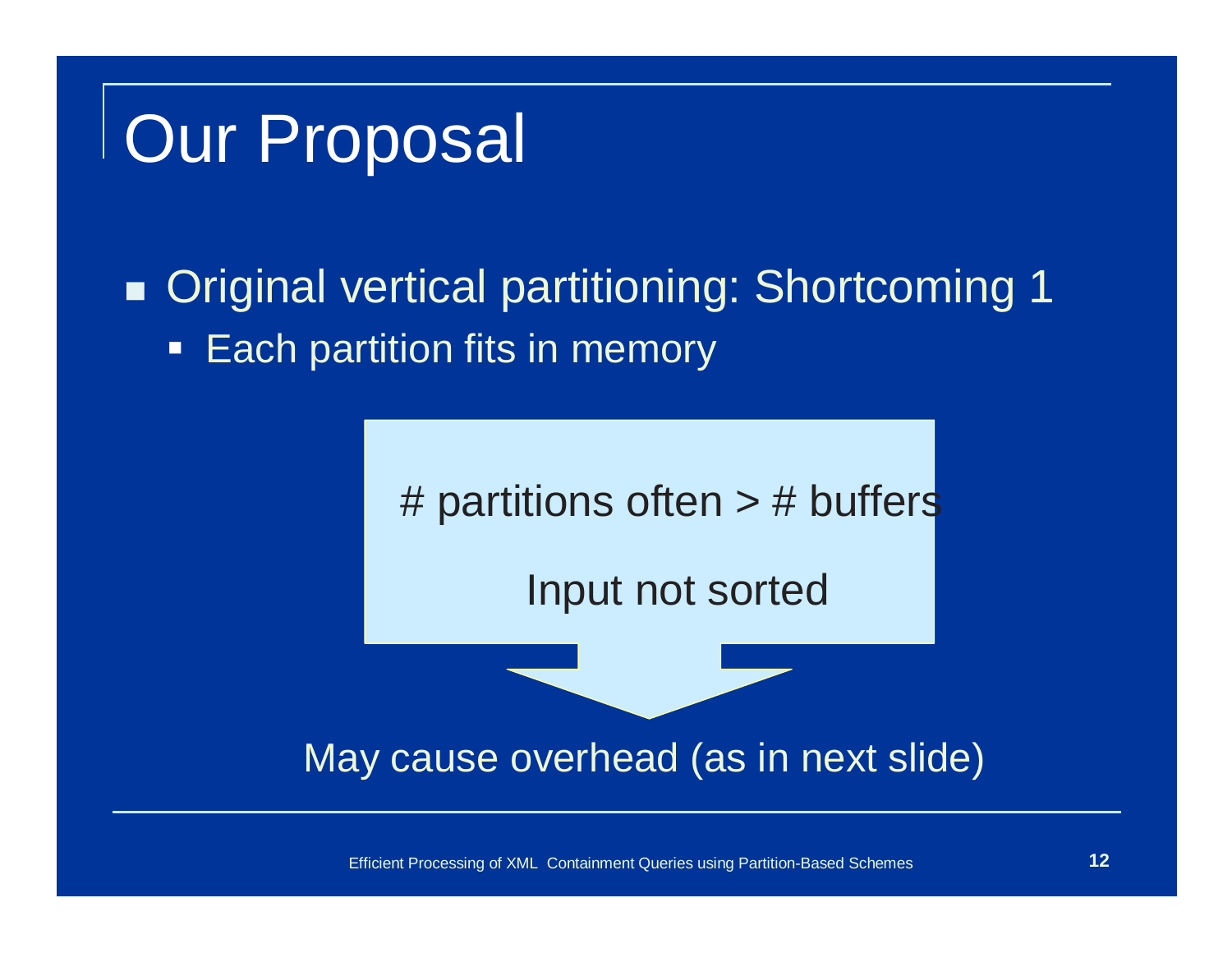# Our Proposal

- Original vertical partitioning: Shortcoming 1
  - Each partition fits in memory

# partitions often > # buffers

Input not sorted

May cause overhead (as in next slide)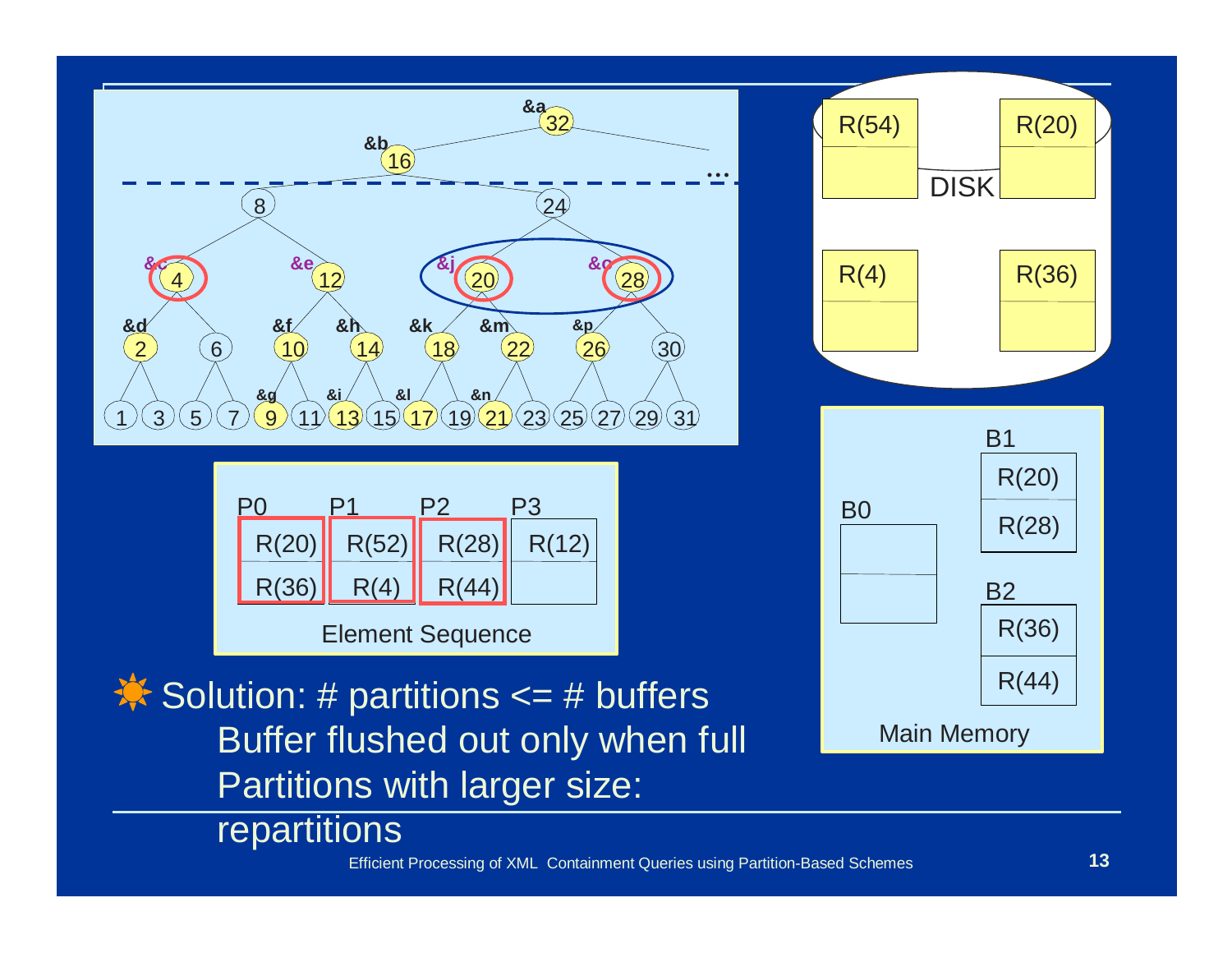Element Sequence

| P0 | P1 | P2 | P3 |
| --- | --- | --- | --- |
| R(20) | R(52) | R(28) | R(12) |
| R(36) | R(4) | R(44) | |

DISK: R(54), R(20), R(4), R(36)

Main Memory:

| B0 | B1 | B2 |
| --- | --- | --- |
| | R(20) | R(36) |
| | R(28) | R(44) |

- Solution: # partitions <= # buffers
  - Buffer flushed out only when full
  - Partitions with larger size: repartitions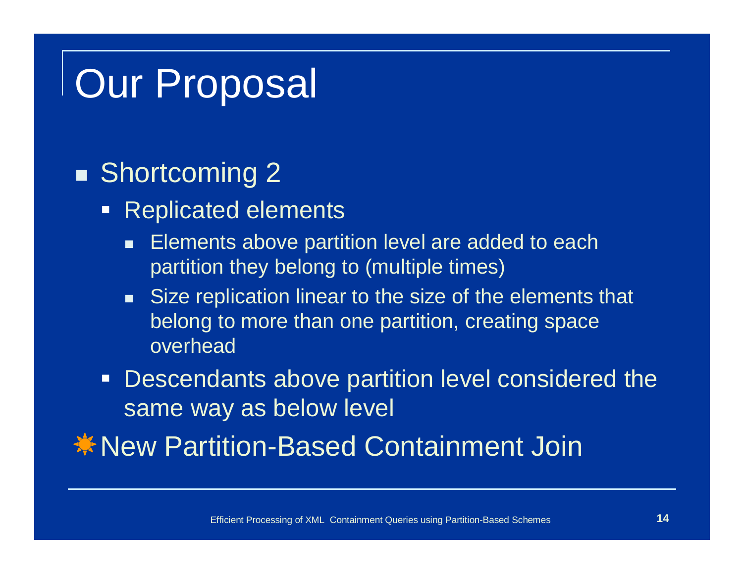# Our Proposal

- Shortcoming 2
  - Replicated elements
    - Elements above partition level are added to each partition they belong to (multiple times)
    - Size replication linear to the size of the elements that belong to more than one partition, creating space overhead
  - Descendants above partition level considered the same way as below level
- New Partition-Based Containment Join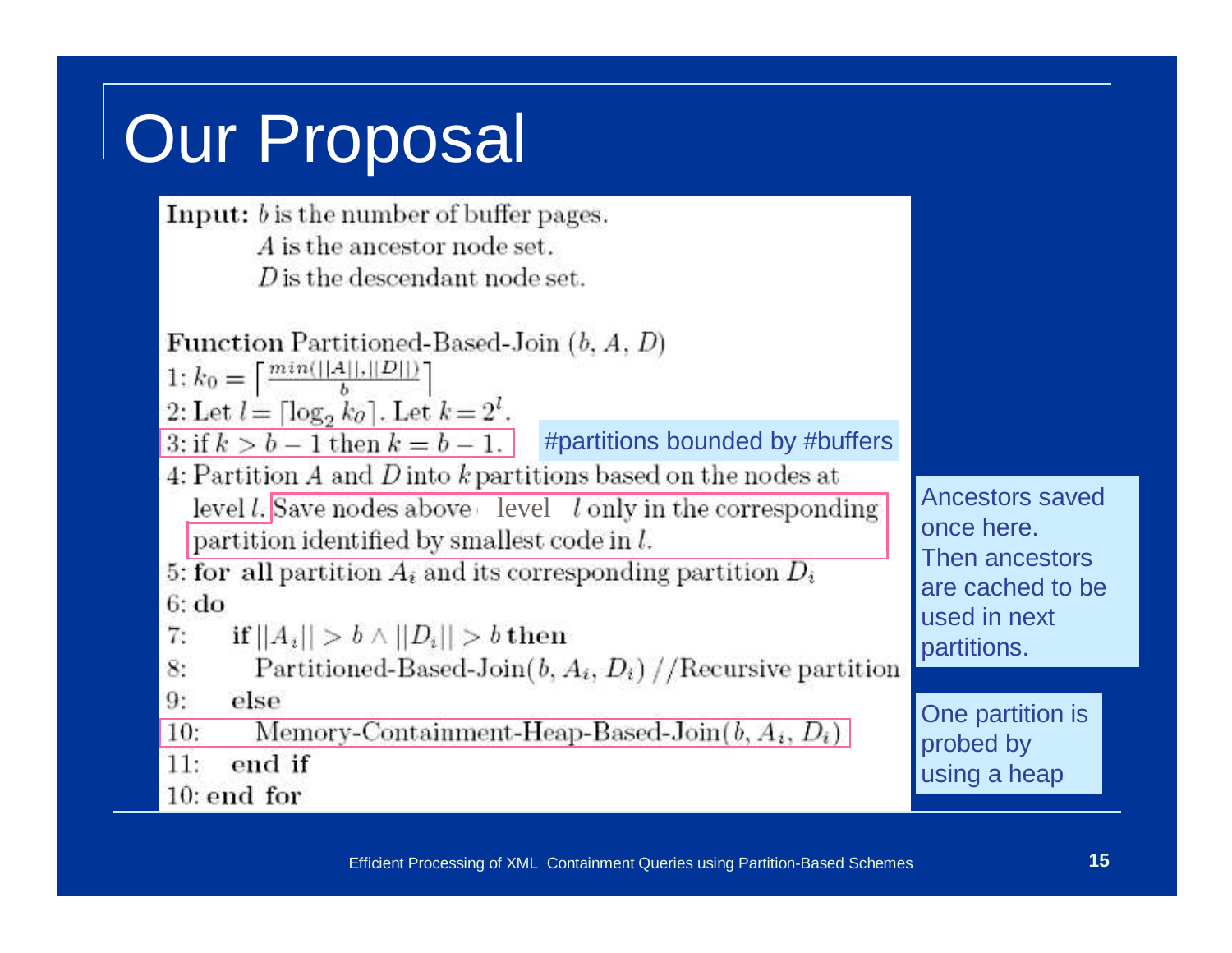# Our Proposal

**Input:** $b$ is the number of buffer pages.
$A$ is the ancestor node set.
$D$ is the descendant node set.

**Function** Partitioned-Based-Join ($b$, $A$, $D$)

1: $k_0 = \left\lceil \frac{min(||A||, ||D||)}{b} \right\rceil$

2: Let $l = \lceil \log_2 k_0 \rceil$. Let $k = 2^l$.

3: if $k > b - 1$ then $k = b - 1$.

4: Partition $A$ and $D$ into $k$ partitions based on the nodes at level $l$. Save nodes above level $l$ only in the corresponding partition identified by smallest code in $l$.

5: **for all** partition $A_i$ and its corresponding partition $D_i$

6: **do**

7: **if** $||A_i|| > b \wedge ||D_i|| > b$ **then**

8: Partitioned-Based-Join($b$, $A_i$, $D_i$) //Recursive partition

9: else

10: Memory-Containment-Heap-Based-Join($b$, $A_i$, $D_i$)

11: **end if**

10: **end for**

#partitions bounded by #buffers

Ancestors saved once here. Then ancestors are cached to be used in next partitions.

One partition is probed by using a heap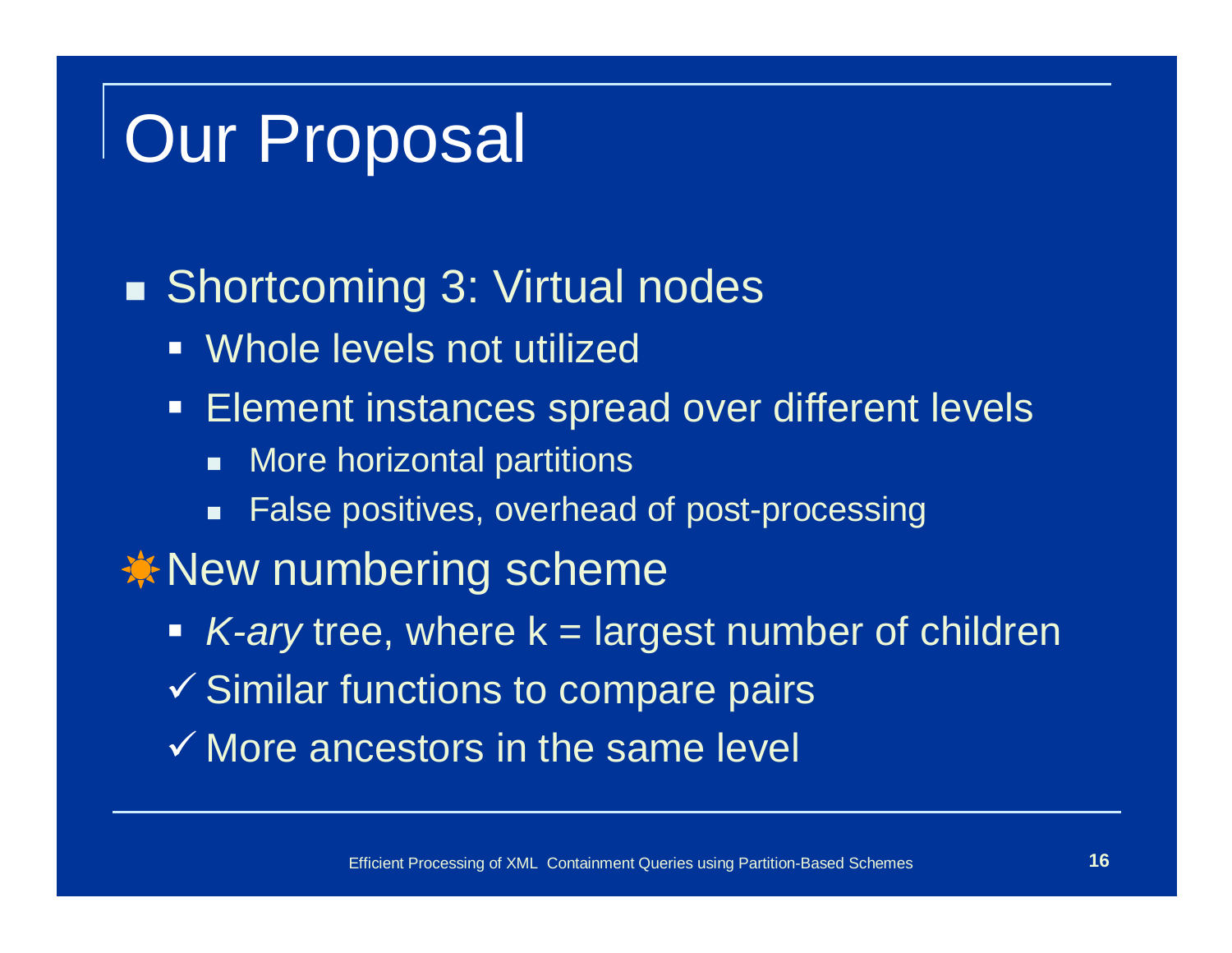# Our Proposal

- Shortcoming 3: Virtual nodes
  - Whole levels not utilized
  - Element instances spread over different levels
    - More horizontal partitions
    - False positives, overhead of post-processing
- New numbering scheme
  - *K-ary* tree, where k = largest number of children
  - ✓ Similar functions to compare pairs
  - ✓ More ancestors in the same level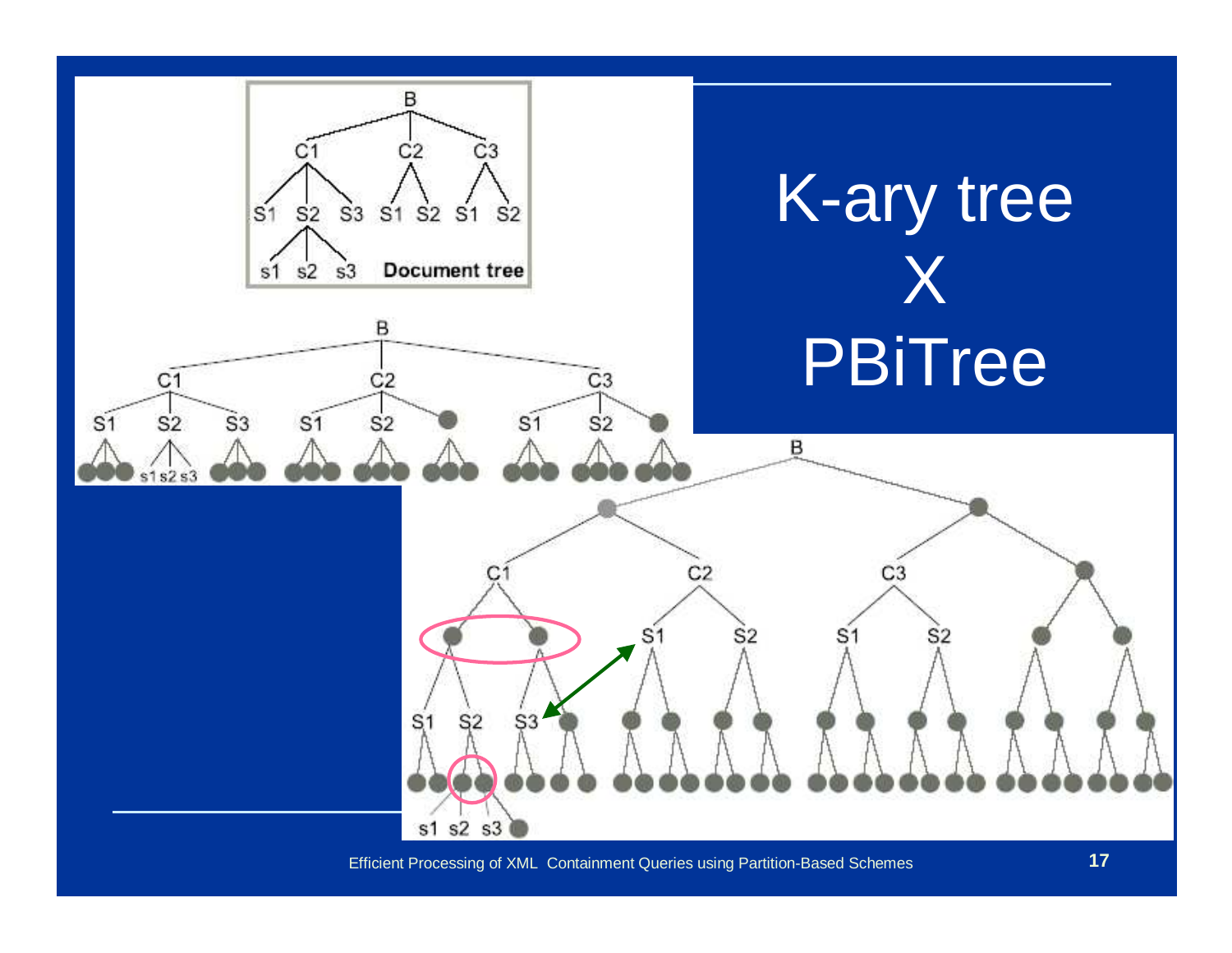# K-ary tree X PBiTree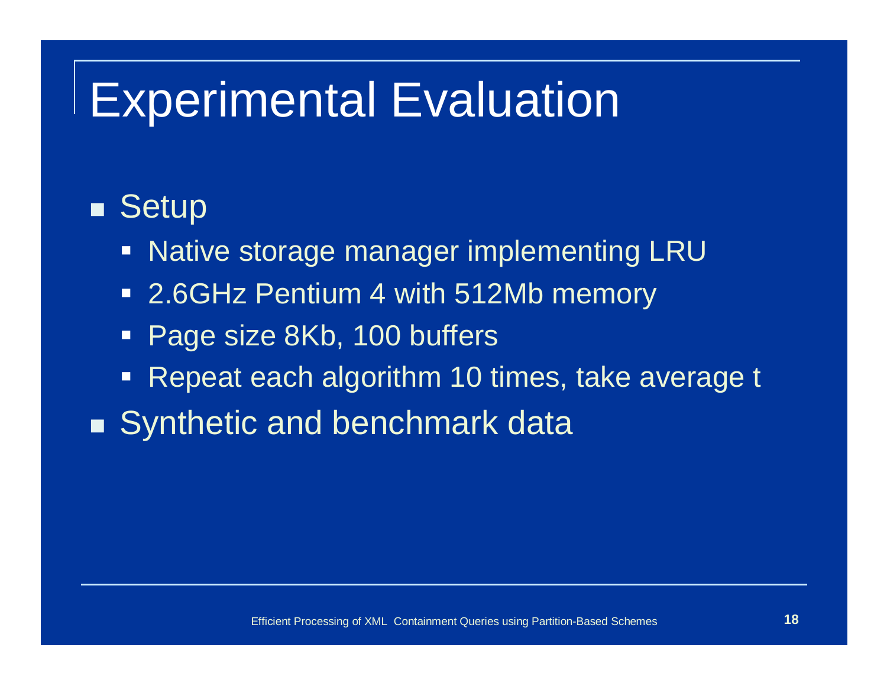# Experimental Evaluation

- Setup
  - Native storage manager implementing LRU
  - 2.6GHz Pentium 4 with 512Mb memory
  - Page size 8Kb, 100 buffers
  - Repeat each algorithm 10 times, take average t
- Synthetic and benchmark data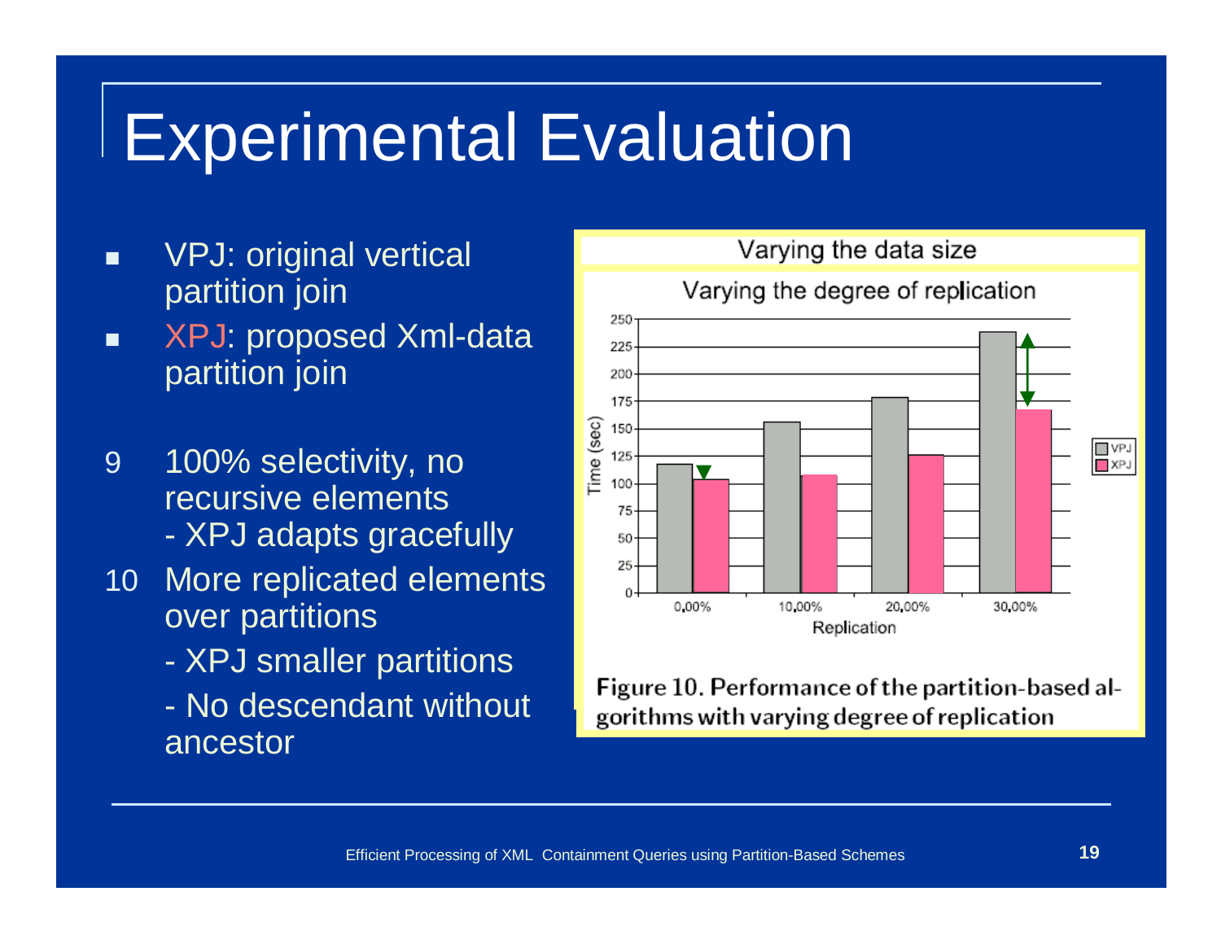# Experimental Evaluation

- VPJ: original vertical partition join
- XPJ: proposed Xml-data partition join

9 100% selectivity, no recursive elements
- XPJ adapts gracefully

10 More replicated elements over partitions
- XPJ smaller partitions
- No descendant without ancestor

Varying the data size

Varying the degree of replication

| Replication | VPJ Time (sec) | XPJ Time (sec) |
|---|---|---|
| 0,00% | ~118 | ~103 |
| 10,00% | ~156 | ~108 |
| 20,00% | ~178 | ~126 |
| 30,00% | ~238 | ~167 |

Figure 10. Performance of the partition-based algorithms with varying degree of replication

Efficient Processing of XML Containment Queries using Partition-Based Schemes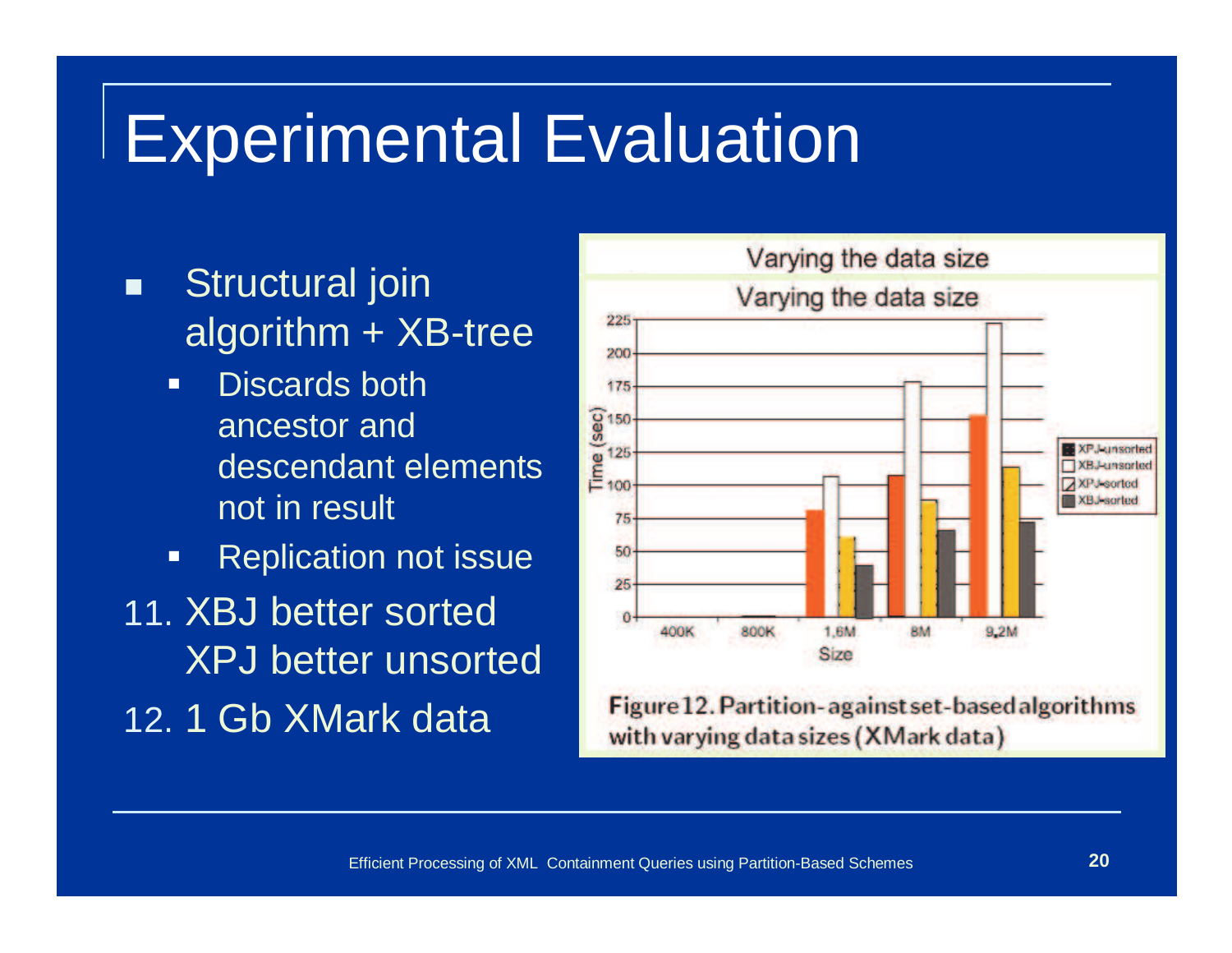# Experimental Evaluation

- Structural join algorithm + XB-tree
  - Discards both ancestor and descendant elements not in result
  - Replication not issue

11. XBJ better sorted
    XPJ better unsorted
12. 1 Gb XMark data

Figure 12. Partition- against set-based algorithms with varying data sizes (XMark data)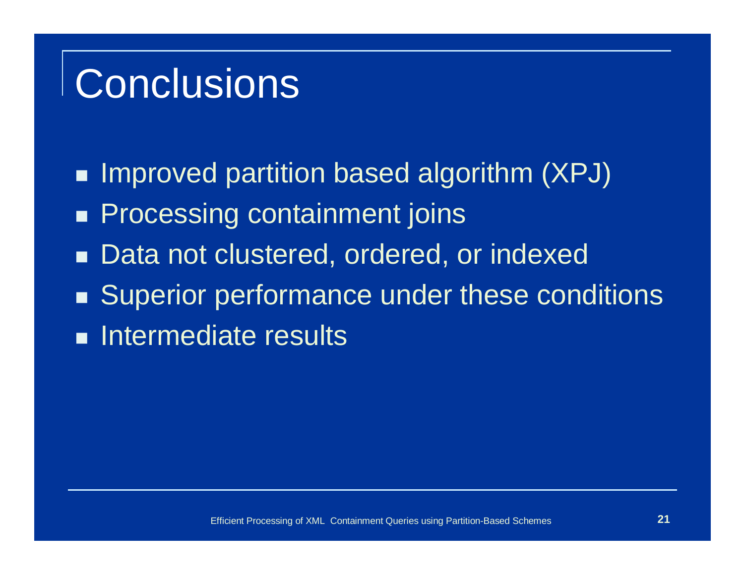# Conclusions

- Improved partition based algorithm (XPJ)
- Processing containment joins
- Data not clustered, ordered, or indexed
- Superior performance under these conditions
- Intermediate results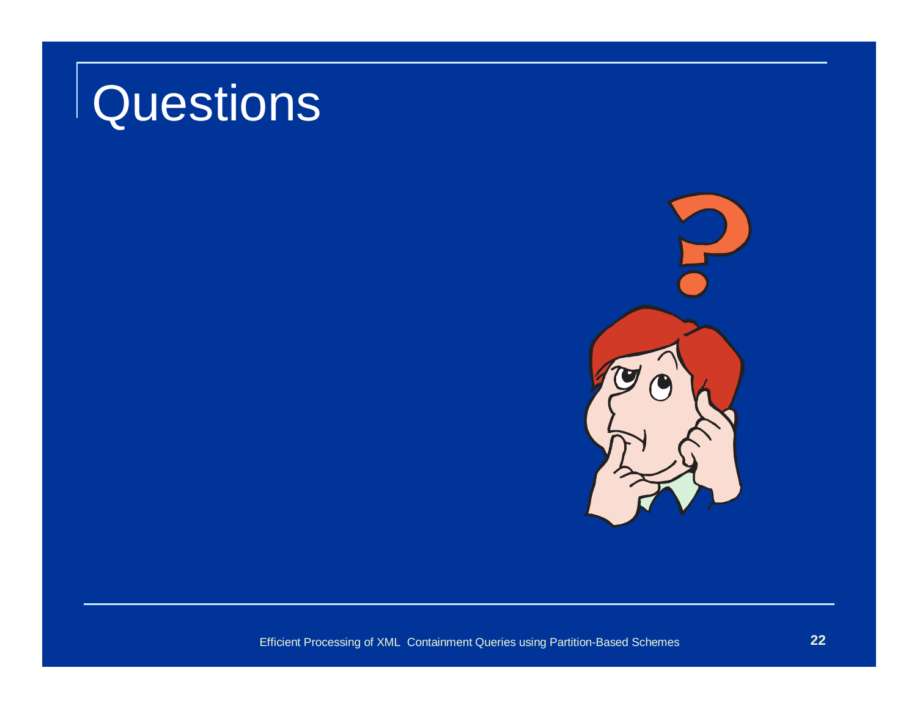# Questions